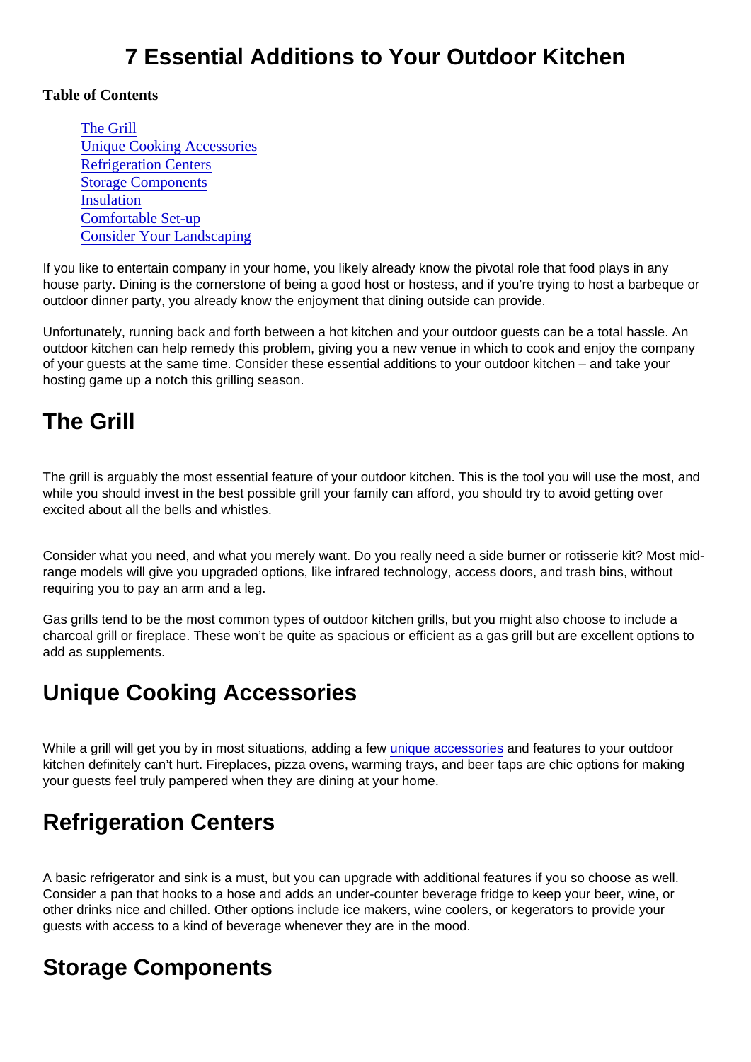# 7 Essential Additions to Your Outdoor Kitchen

**Table of Contents**

- [The Grill]
- [Unique Cooking Accessories]
- [Refrigeration Centers]
- [Storage Components]
- [Insulation]
- [Comfortable Set-up]
- [Consider Your Landscaping]

If you like to entertain company in your home, you likely already know the pivotal role that food plays in any house party. Dining is the cornerstone of being a good host or hostess, and if you're trying to host a barbeque or outdoor dinner party, you already know the enjoyment that dining outside can provide.

Unfortunately, running back and forth between a hot kitchen and your outdoor guests can be a total hassle. An outdoor kitchen can help remedy this problem, giving you a new venue in which to cook and enjoy the company of your guests at the same time. Consider these essential additions to your outdoor kitchen – and take your hosting game up a notch this grilling season.

## The Grill

The grill is arguably the most essential feature of your outdoor kitchen. This is the tool you will use the most, and while you should invest in the best possible grill your family can afford, you should try to avoid getting over excited about all the bells and whistles.

Consider what you need, and what you merely want. Do you really need a side burner or rotisserie kit? Most mid-range models will give you upgraded options, like infrared technology, access doors, and trash bins, without requiring you to pay an arm and a leg.

Gas grills tend to be the most common types of outdoor kitchen grills, but you might also choose to include a charcoal grill or fireplace. These won't be quite as spacious or efficient as a gas grill but are excellent options to add as supplements.

## Unique Cooking Accessories

While a grill will get you by in most situations, adding a few [unique accessories] and features to your outdoor kitchen definitely can't hurt. Fireplaces, pizza ovens, warming trays, and beer taps are chic options for making your guests feel truly pampered when they are dining at your home.

## Refrigeration Centers

A basic refrigerator and sink is a must, but you can upgrade with additional features if you so choose as well. Consider a pan that hooks to a hose and adds an under-counter beverage fridge to keep your beer, wine, or other drinks nice and chilled. Other options include ice makers, wine coolers, or kegerators to provide your guests with access to a kind of beverage whenever they are in the mood.

## Storage Components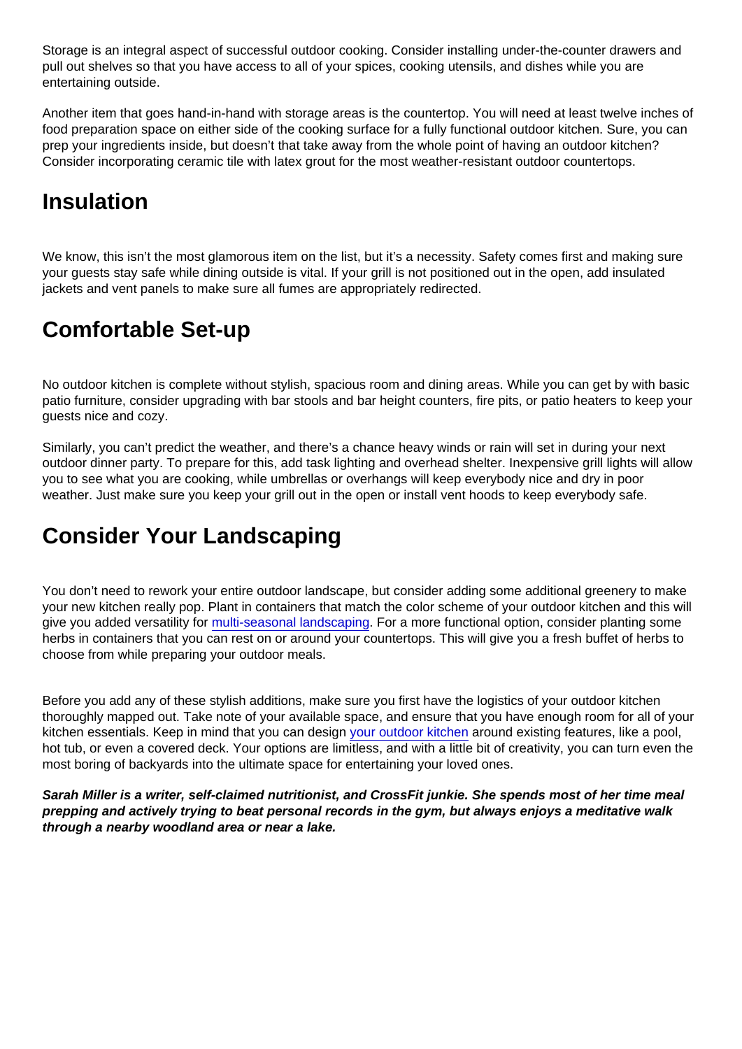Storage is an integral aspect of successful outdoor cooking. Consider installing under-the-counter drawers and pull out shelves so that you have access to all of your spices, cooking utensils, and dishes while you are entertaining outside.

Another item that goes hand-in-hand with storage areas is the countertop. You will need at least twelve inches of food preparation space on either side of the cooking surface for a fully functional outdoor kitchen. Sure, you can prep your ingredients inside, but doesn't that take away from the whole point of having an outdoor kitchen? Consider incorporating ceramic tile with latex grout for the most weather-resistant outdoor countertops.

## Insulation

We know, this isn't the most glamorous item on the list, but it's a necessity. Safety comes first and making sure your guests stay safe while dining outside is vital. If your grill is not positioned out in the open, add insulated jackets and vent panels to make sure all fumes are appropriately redirected.

## Comfortable Set-up

No outdoor kitchen is complete without stylish, spacious room and dining areas. While you can get by with basic patio furniture, consider upgrading with bar stools and bar height counters, fire pits, or patio heaters to keep your guests nice and cozy.

Similarly, you can't predict the weather, and there's a chance heavy winds or rain will set in during your next outdoor dinner party. To prepare for this, add task lighting and overhead shelter. Inexpensive grill lights will allow you to see what you are cooking, while umbrellas or overhangs will keep everybody nice and dry in poor weather. Just make sure you keep your grill out in the open or install vent hoods to keep everybody safe.

## Consider Your Landscaping

You don't need to rework your entire outdoor landscape, but consider adding some additional greenery to make your new kitchen really pop. Plant in containers that match the color scheme of your outdoor kitchen and this will give you added versatility for multi-seasonal landscaping. For a more functional option, consider planting some herbs in containers that you can rest on or around your countertops. This will give you a fresh buffet of herbs to choose from while preparing your outdoor meals.

Before you add any of these stylish additions, make sure you first have the logistics of your outdoor kitchen thoroughly mapped out. Take note of your available space, and ensure that you have enough room for all of your kitchen essentials. Keep in mind that you can design your outdoor kitchen around existing features, like a pool, hot tub, or even a covered deck. Your options are limitless, and with a little bit of creativity, you can turn even the most boring of backyards into the ultimate space for entertaining your loved ones.

***Sarah Miller is a writer, self-claimed nutritionist, and CrossFit junkie. She spends most of her time meal prepping and actively trying to beat personal records in the gym, but always enjoys a meditative walk through a nearby woodland area or near a lake.***